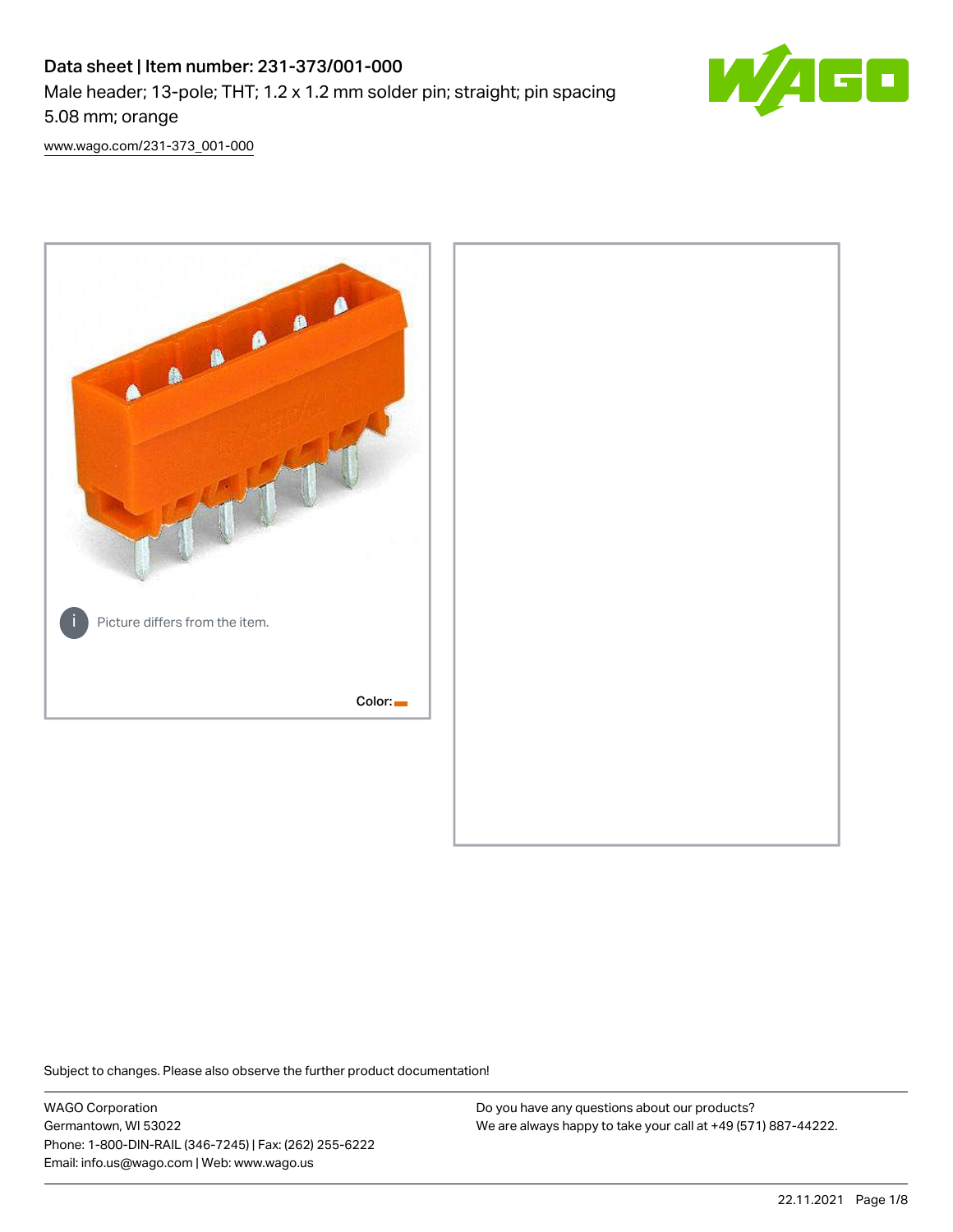# Data sheet | Item number: 231-373/001-000

Male header; 13-pole; THT; 1.2 x 1.2 mm solder pin; straight; pin spacing 5.08 mm; orange

www.wago.com/231-373_001-000

Picture differs from the item.

Color:

Subject to changes. Please also observe the further product documentation!

WAGO Corporation
Germantown, WI 53022
Phone: 1-800-DIN-RAIL (346-7245) | Fax: (262) 255-6222
Email: info.us@wago.com | Web: www.wago.us

Do you have any questions about our products?
We are always happy to take your call at +49 (571) 887-44222.

22.11.2021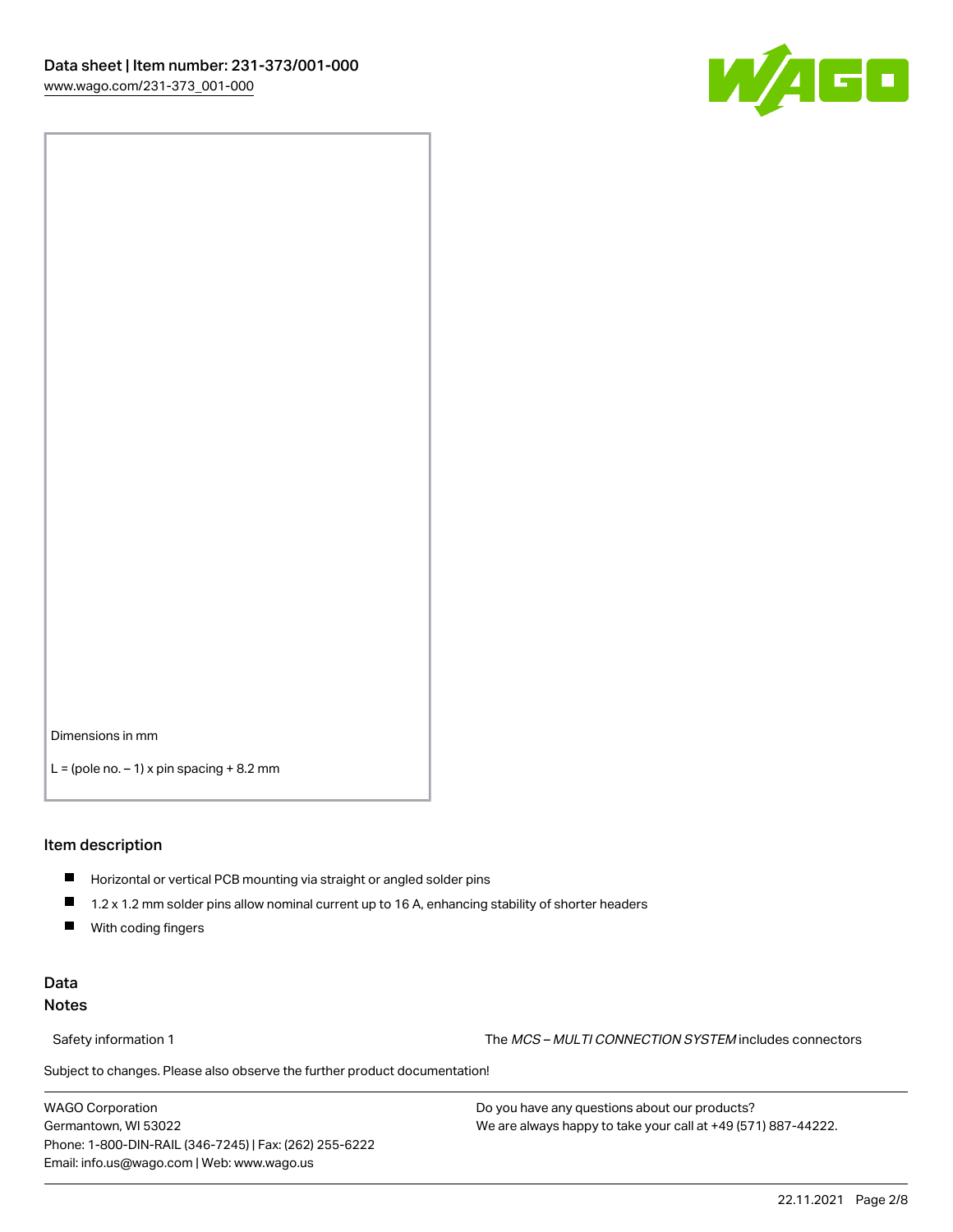Dimensions in mm

L = (pole no. – 1) x pin spacing + 8.2 mm

## Item description

- Horizontal or vertical PCB mounting via straight or angled solder pins
- 1.2 x 1.2 mm solder pins allow nominal current up to 16 A, enhancing stability of shorter headers
- With coding fingers

## Data

### Notes

| Safety information 1 | The *MCS – MULTI CONNECTION SYSTEM* includes connectors |
| --- | --- |

Subject to changes. Please also observe the further product documentation!

WAGO Corporation
Germantown, WI 53022
Phone: 1-800-DIN-RAIL (346-7245) | Fax: (262) 255-6222
Email: info.us@wago.com | Web: www.wago.us

Do you have any questions about our products?
We are always happy to take your call at +49 (571) 887-44222.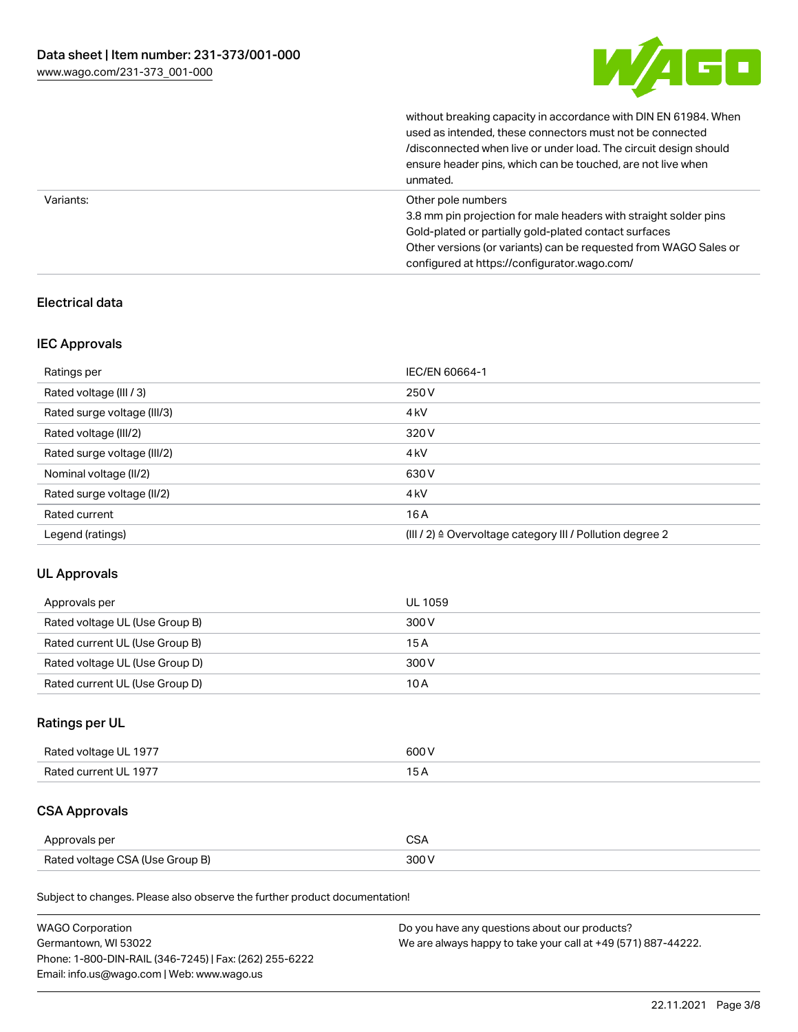| | |
|---|---|
| | without breaking capacity in accordance with DIN EN 61984. When used as intended, these connectors must not be connected /disconnected when live or under load. The circuit design should ensure header pins, which can be touched, are not live when unmated. |
| Variants: | Other pole numbers<br>3.8 mm pin projection for male headers with straight solder pins<br>Gold-plated or partially gold-plated contact surfaces<br>Other versions (or variants) can be requested from WAGO Sales or configured at https://configurator.wago.com/ |

## Electrical data

### IEC Approvals

| | |
|---|---|
| Ratings per | IEC/EN 60664-1 |
| Rated voltage (III / 3) | 250 V |
| Rated surge voltage (III/3) | 4 kV |
| Rated voltage (III/2) | 320 V |
| Rated surge voltage (III/2) | 4 kV |
| Nominal voltage (II/2) | 630 V |
| Rated surge voltage (II/2) | 4 kV |
| Rated current | 16 A |
| Legend (ratings) | (III / 2) ≙ Overvoltage category III / Pollution degree 2 |

### UL Approvals

| | |
|---|---|
| Approvals per | UL 1059 |
| Rated voltage UL (Use Group B) | 300 V |
| Rated current UL (Use Group B) | 15 A |
| Rated voltage UL (Use Group D) | 300 V |
| Rated current UL (Use Group D) | 10 A |

### Ratings per UL

| | |
|---|---|
| Rated voltage UL 1977 | 600 V |
| Rated current UL 1977 | 15 A |

### CSA Approvals

| | |
|---|---|
| Approvals per | CSA |
| Rated voltage CSA (Use Group B) | 300 V |

Subject to changes. Please also observe the further product documentation!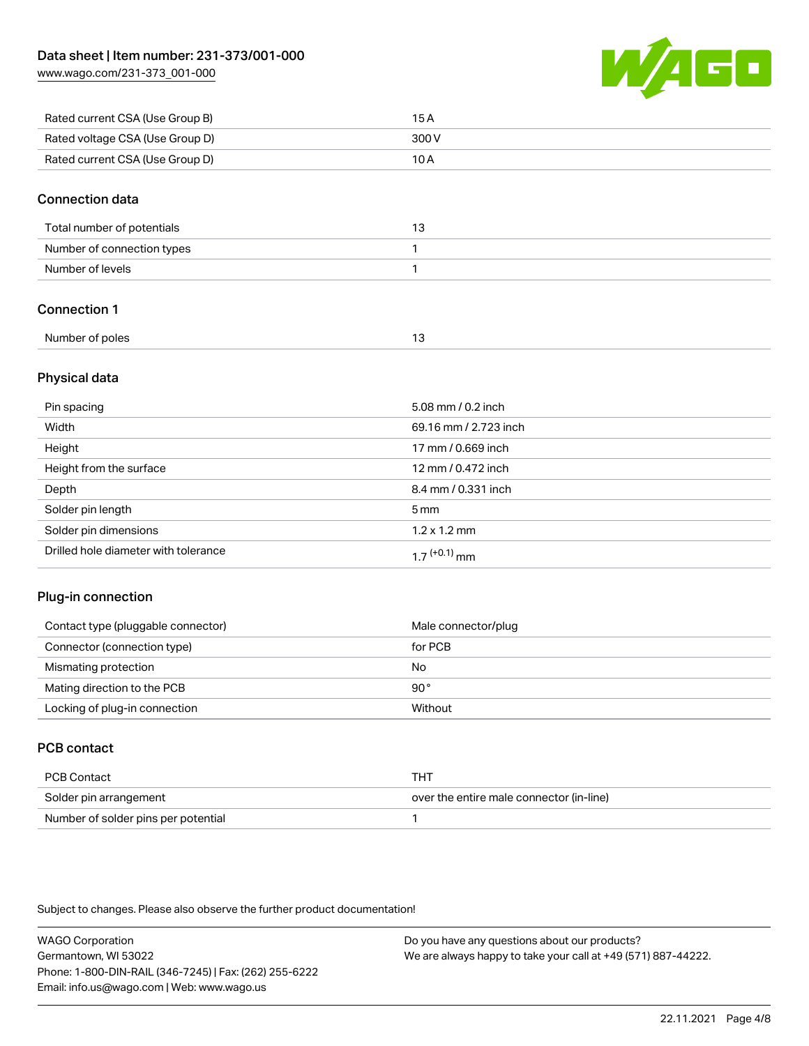| | |
|---|---|
| Rated current CSA (Use Group B) | 15 A |
| Rated voltage CSA (Use Group D) | 300 V |
| Rated current CSA (Use Group D) | 10 A |

## Connection data

| | |
|---|---|
| Total number of potentials | 13 |
| Number of connection types | 1 |
| Number of levels | 1 |

## Connection 1

| | |
|---|---|
| Number of poles | 13 |

## Physical data

| | |
|---|---|
| Pin spacing | 5.08 mm / 0.2 inch |
| Width | 69.16 mm / 2.723 inch |
| Height | 17 mm / 0.669 inch |
| Height from the surface | 12 mm / 0.472 inch |
| Depth | 8.4 mm / 0.331 inch |
| Solder pin length | 5 mm |
| Solder pin dimensions | 1.2 x 1.2 mm |
| Drilled hole diameter with tolerance | $1.7^{(+0.1)}$ mm |

## Plug-in connection

| | |
|---|---|
| Contact type (pluggable connector) | Male connector/plug |
| Connector (connection type) | for PCB |
| Mismating protection | No |
| Mating direction to the PCB | 90° |
| Locking of plug-in connection | Without |

## PCB contact

| | |
|---|---|
| PCB Contact | THT |
| Solder pin arrangement | over the entire male connector (in-line) |
| Number of solder pins per potential | 1 |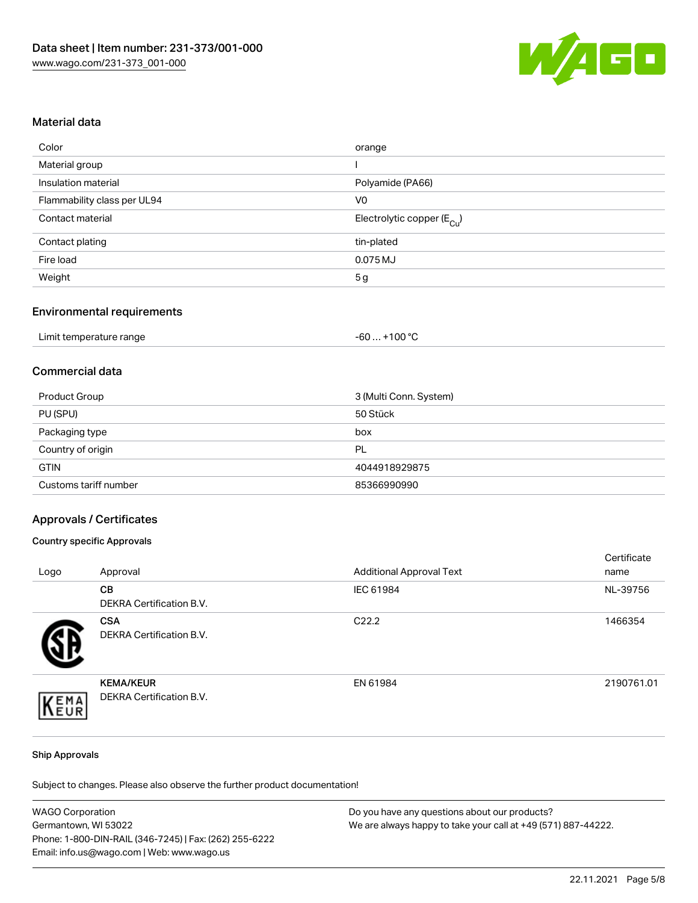## Material data

| Color | orange |
|---|---|
| Material group | I |
| Insulation material | Polyamide (PA66) |
| Flammability class per UL94 | V0 |
| Contact material | Electrolytic copper ($E_{Cu}$) |
| Contact plating | tin-plated |
| Fire load | 0.075 MJ |
| Weight | 5 g |

## Environmental requirements

| Limit temperature range | -60 … +100 °C |
|---|---|

## Commercial data

| Product Group | 3 (Multi Conn. System) |
|---|---|
| PU (SPU) | 50 Stück |
| Packaging type | box |
| Country of origin | PL |
| GTIN | 4044918929875 |
| Customs tariff number | 85366990990 |

## Approvals / Certificates

### Country specific Approvals

| Logo | Approval | Additional Approval Text | Certificate name |
|---|---|---|---|
| | **CB**<br>DEKRA Certification B.V. | IEC 61984 | NL-39756 |
| | **CSA**<br>DEKRA Certification B.V. | C22.2 | 1466354 |
| | **KEMA/KEUR**<br>DEKRA Certification B.V. | EN 61984 | 2190761.01 |

### Ship Approvals

Subject to changes. Please also observe the further product documentation!

WAGO Corporation
Germantown, WI 53022
Phone: 1-800-DIN-RAIL (346-7245) | Fax: (262) 255-6222
Email: info.us@wago.com | Web: www.wago.us

Do you have any questions about our products?
We are always happy to take your call at +49 (571) 887-44222.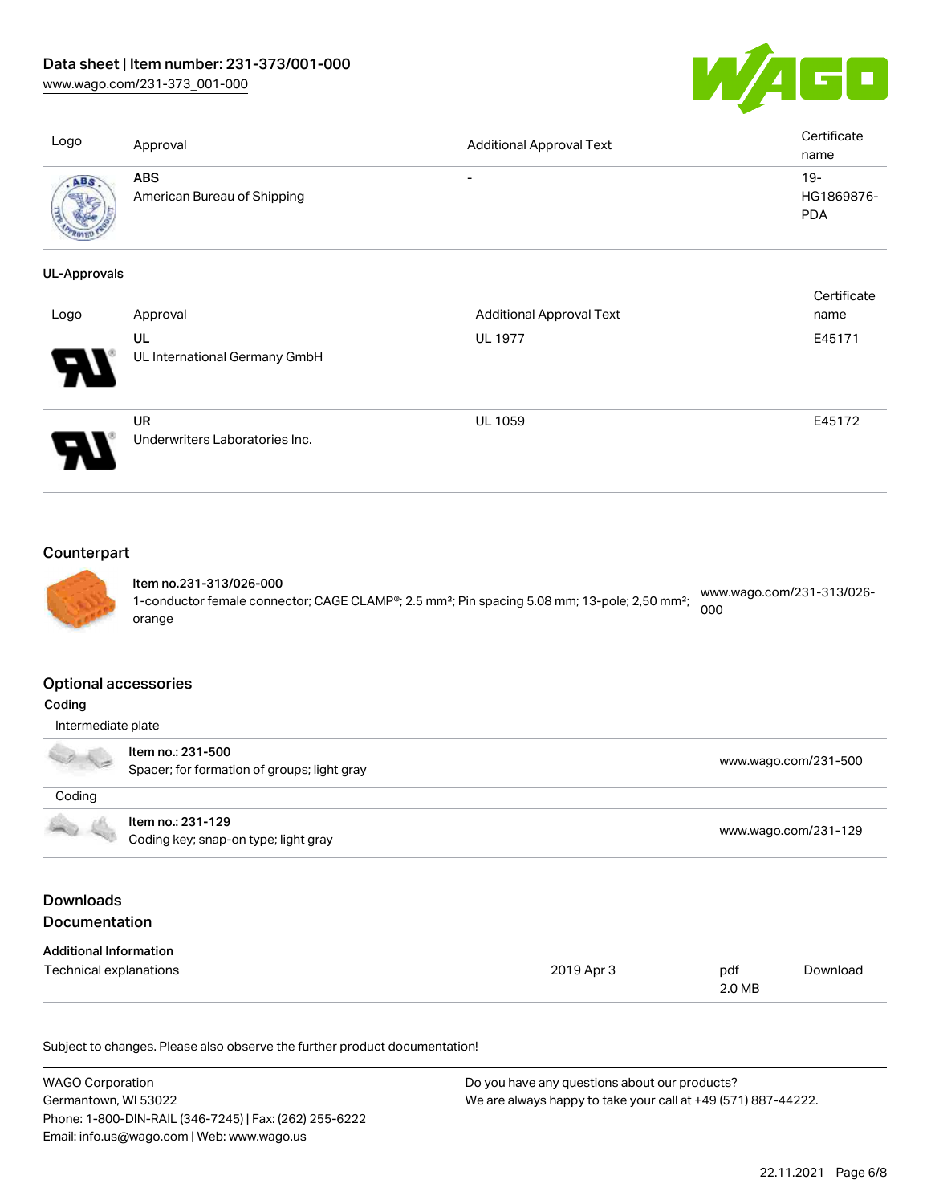| Logo | Approval | Additional Approval Text | Certificate name |
| --- | --- | --- | --- |
| | **ABS**<br>American Bureau of Shipping | - | 19-HG1869876-PDA |

**UL-Approvals**

| Logo | Approval | Additional Approval Text | Certificate name |
| --- | --- | --- | --- |
| | **UL**<br>UL International Germany GmbH | UL 1977 | E45171 |
| | **UR**<br>Underwriters Laboratories Inc. | UL 1059 | E45172 |

## Counterpart

| | | |
| --- | --- | --- |
| | **Item no.231-313/026-000**<br>1-conductor female connector; CAGE CLAMP®; 2.5 mm²; Pin spacing 5.08 mm; 13-pole; 2,50 mm²; orange | www.wago.com/231-313/026-000 |

## Optional accessories

**Coding**

| | | |
| --- | --- | --- |
| Intermediate plate | | |
| | **Item no.: 231-500**<br>Spacer; for formation of groups; light gray | www.wago.com/231-500 |
| Coding | | |
| | **Item no.: 231-129**<br>Coding key; snap-on type; light gray | www.wago.com/231-129 |

## Downloads

## Documentation

**Additional Information**

| | | | |
| --- | --- | --- | --- |
| Technical explanations | 2019 Apr 3 | pdf<br>2.0 MB | Download |

Subject to changes. Please also observe the further product documentation!

WAGO Corporation
Germantown, WI 53022
Phone: 1-800-DIN-RAIL (346-7245) | Fax: (262) 255-6222
Email: info.us@wago.com | Web: www.wago.us

Do you have any questions about our products?
We are always happy to take your call at +49 (571) 887-44222.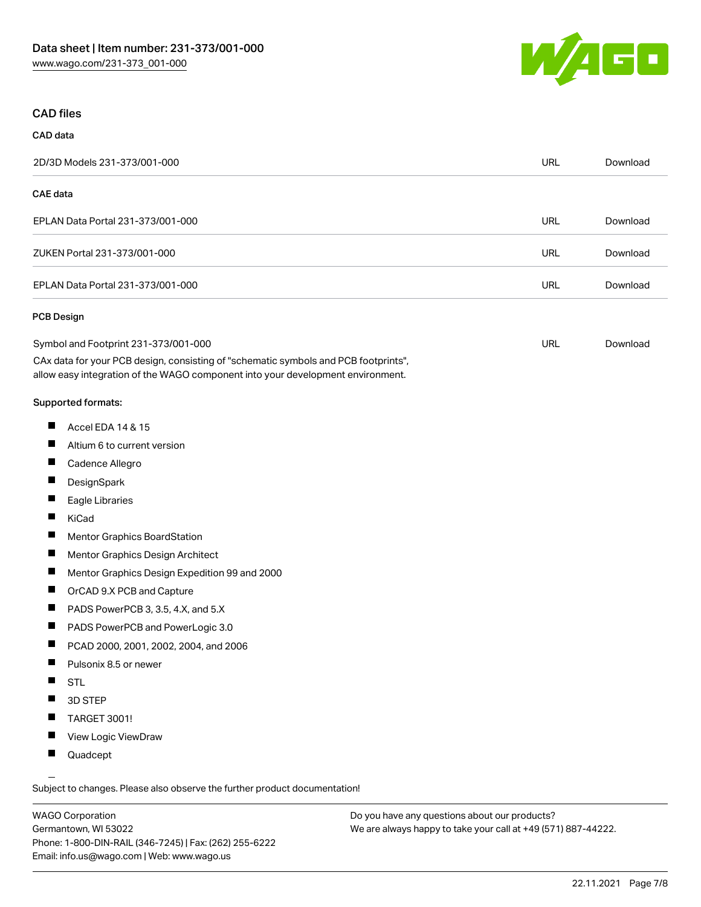## CAD files

### CAD data

| | | |
|---|---|---|
| 2D/3D Models 231-373/001-000 | URL | Download |

### CAE data

| | | |
|---|---|---|
| EPLAN Data Portal 231-373/001-000 | URL | Download |
| ZUKEN Portal 231-373/001-000 | URL | Download |
| EPLAN Data Portal 231-373/001-000 | URL | Download |

### PCB Design

| | | |
|---|---|---|
| Symbol and Footprint 231-373/001-000 | URL | Download |

CAx data for your PCB design, consisting of "schematic symbols and PCB footprints", allow easy integration of the WAGO component into your development environment.

**Supported formats:**

- Accel EDA 14 & 15
- Altium 6 to current version
- Cadence Allegro
- DesignSpark
- Eagle Libraries
- KiCad
- Mentor Graphics BoardStation
- Mentor Graphics Design Architect
- Mentor Graphics Design Expedition 99 and 2000
- OrCAD 9.X PCB and Capture
- PADS PowerPCB 3, 3.5, 4.X, and 5.X
- PADS PowerPCB and PowerLogic 3.0
- PCAD 2000, 2001, 2002, 2004, and 2006
- Pulsonix 8.5 or newer
- STL
- 3D STEP
- TARGET 3001!
- View Logic ViewDraw
- Quadcept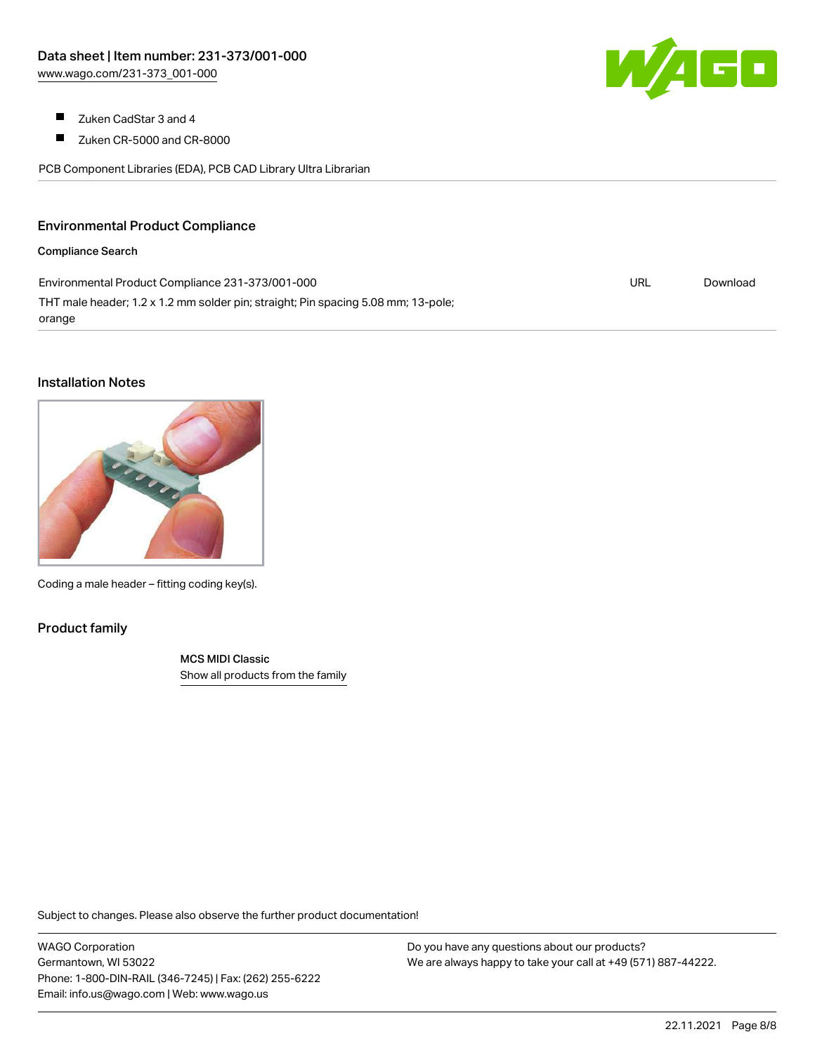- Zuken CadStar 3 and 4
- Zuken CR-5000 and CR-8000

PCB Component Libraries (EDA), PCB CAD Library Ultra Librarian

## Environmental Product Compliance

### Compliance Search

| | | |
|---|---|---|
| Environmental Product Compliance 231-373/001-000<br>THT male header; 1.2 x 1.2 mm solder pin; straight; Pin spacing 5.08 mm; 13-pole; orange | URL | Download |

## Installation Notes

Coding a male header – fitting coding key(s).

## Product family

MCS MIDI Classic
Show all products from the family

Subject to changes. Please also observe the further product documentation!

WAGO Corporation
Germantown, WI 53022
Phone: 1-800-DIN-RAIL (346-7245) | Fax: (262) 255-6222
Email: info.us@wago.com | Web: www.wago.us

Do you have any questions about our products?
We are always happy to take your call at +49 (571) 887-44222.

22.11.2021